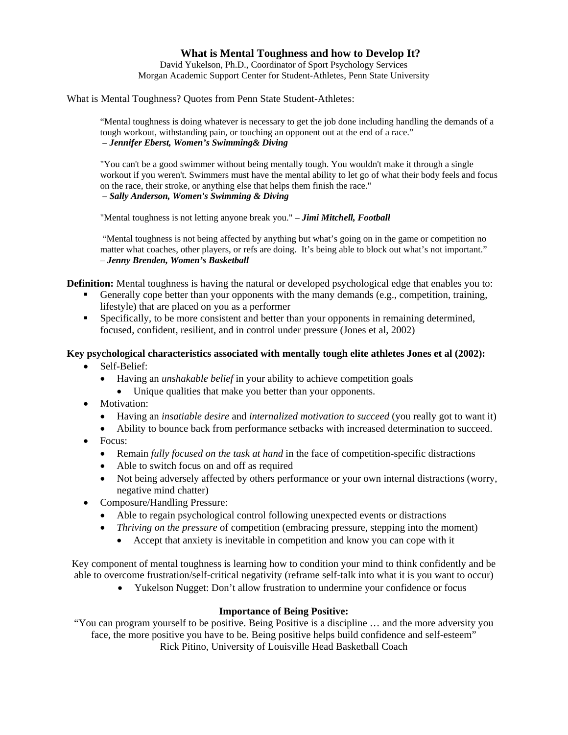# What is Mental Toughness and how to Develop It?

David Yukelson, Ph.D., Coordinator of Sport Psychology Services
Morgan Academic Support Center for Student-Athletes, Penn State University

What is Mental Toughness? Quotes from Penn State Student-Athletes:

> "Mental toughness is doing whatever is necessary to get the job done including handling the demands of a tough workout, withstanding pain, or touching an opponent out at the end of a race."
> – ***Jennifer Eberst, Women's Swimming& Diving***

> "You can't be a good swimmer without being mentally tough. You wouldn't make it through a single workout if you weren't. Swimmers must have the mental ability to let go of what their body feels and focus on the race, their stroke, or anything else that helps them finish the race."
> – ***Sally Anderson, Women's Swimming & Diving***

> "Mental toughness is not letting anyone break you." – ***Jimi Mitchell, Football***

> "Mental toughness is not being affected by anything but what's going on in the game or competition no matter what coaches, other players, or refs are doing. It's being able to block out what's not important."
> – ***Jenny Brenden, Women's Basketball***

**Definition:** Mental toughness is having the natural or developed psychological edge that enables you to:

- Generally cope better than your opponents with the many demands (e.g., competition, training, lifestyle) that are placed on you as a performer
- Specifically, to be more consistent and better than your opponents in remaining determined, focused, confident, resilient, and in control under pressure (Jones et al, 2002)

**Key psychological characteristics associated with mentally tough elite athletes Jones et al (2002):**

- Self-Belief:
  - Having an *unshakable belief* in your ability to achieve competition goals
    - Unique qualities that make you better than your opponents.
- Motivation:
  - Having an *insatiable desire* and *internalized motivation to succeed* (you really got to want it)
  - Ability to bounce back from performance setbacks with increased determination to succeed.
- Focus:
  - Remain *fully focused on the task at hand* in the face of competition-specific distractions
  - Able to switch focus on and off as required
  - Not being adversely affected by others performance or your own internal distractions (worry, negative mind chatter)
- Composure/Handling Pressure:
  - Able to regain psychological control following unexpected events or distractions
  - *Thriving on the pressure* of competition (embracing pressure, stepping into the moment)
    - Accept that anxiety is inevitable in competition and know you can cope with it

Key component of mental toughness is learning how to condition your mind to think confidently and be able to overcome frustration/self-critical negativity (reframe self-talk into what it is you want to occur)

- Yukelson Nugget: Don't allow frustration to undermine your confidence or focus

**Importance of Being Positive:**

"You can program yourself to be positive. Being Positive is a discipline … and the more adversity you face, the more positive you have to be. Being positive helps build confidence and self-esteem"
Rick Pitino, University of Louisville Head Basketball Coach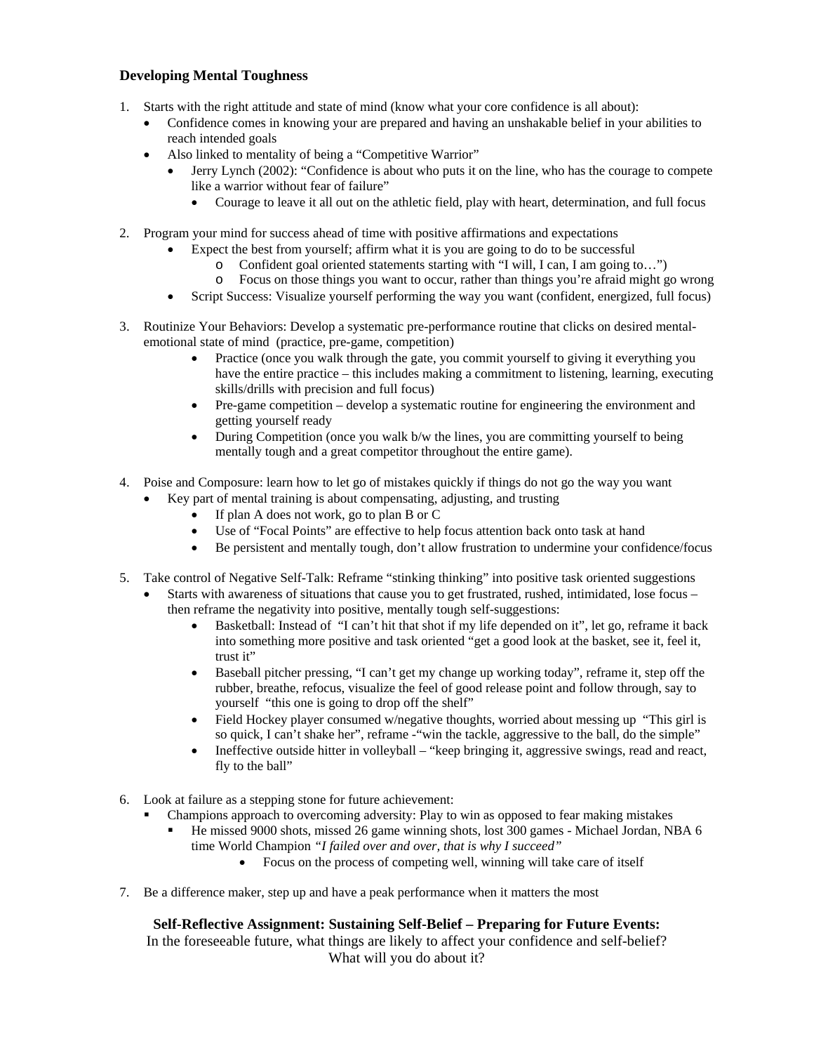### Developing Mental Toughness

1. Starts with the right attitude and state of mind (know what your core confidence is all about):
   - Confidence comes in knowing your are prepared and having an unshakable belief in your abilities to reach intended goals
   - Also linked to mentality of being a "Competitive Warrior"
     - Jerry Lynch (2002): "Confidence is about who puts it on the line, who has the courage to compete like a warrior without fear of failure"
       - Courage to leave it all out on the athletic field, play with heart, determination, and full focus

2. Program your mind for success ahead of time with positive affirmations and expectations
   - Expect the best from yourself; affirm what it is you are going to do to be successful
     - Confident goal oriented statements starting with "I will, I can, I am going to…")
     - Focus on those things you want to occur, rather than things you're afraid might go wrong
   - Script Success: Visualize yourself performing the way you want (confident, energized, full focus)

3. Routinize Your Behaviors: Develop a systematic pre-performance routine that clicks on desired mental-emotional state of mind (practice, pre-game, competition)
   - Practice (once you walk through the gate, you commit yourself to giving it everything you have the entire practice – this includes making a commitment to listening, learning, executing skills/drills with precision and full focus)
   - Pre-game competition – develop a systematic routine for engineering the environment and getting yourself ready
   - During Competition (once you walk b/w the lines, you are committing yourself to being mentally tough and a great competitor throughout the entire game).

4. Poise and Composure: learn how to let go of mistakes quickly if things do not go the way you want
   - Key part of mental training is about compensating, adjusting, and trusting
     - If plan A does not work, go to plan B or C
     - Use of "Focal Points" are effective to help focus attention back onto task at hand
     - Be persistent and mentally tough, don't allow frustration to undermine your confidence/focus

5. Take control of Negative Self-Talk: Reframe "stinking thinking" into positive task oriented suggestions
   - Starts with awareness of situations that cause you to get frustrated, rushed, intimidated, lose focus – then reframe the negativity into positive, mentally tough self-suggestions:
     - Basketball: Instead of "I can't hit that shot if my life depended on it", let go, reframe it back into something more positive and task oriented "get a good look at the basket, see it, feel it, trust it"
     - Baseball pitcher pressing, "I can't get my change up working today", reframe it, step off the rubber, breathe, refocus, visualize the feel of good release point and follow through, say to yourself "this one is going to drop off the shelf"
     - Field Hockey player consumed w/negative thoughts, worried about messing up "This girl is so quick, I can't shake her", reframe -"win the tackle, aggressive to the ball, do the simple"
     - Ineffective outside hitter in volleyball – "keep bringing it, aggressive swings, read and react, fly to the ball"

6. Look at failure as a stepping stone for future achievement:
   - Champions approach to overcoming adversity: Play to win as opposed to fear making mistakes
     - He missed 9000 shots, missed 26 game winning shots, lost 300 games - Michael Jordan, NBA 6 time World Champion *"I failed over and over, that is why I succeed"*
       - Focus on the process of competing well, winning will take care of itself

7. Be a difference maker, step up and have a peak performance when it matters the most

**Self-Reflective Assignment: Sustaining Self-Belief – Preparing for Future Events:**

In the foreseeable future, what things are likely to affect your confidence and self-belief? What will you do about it?